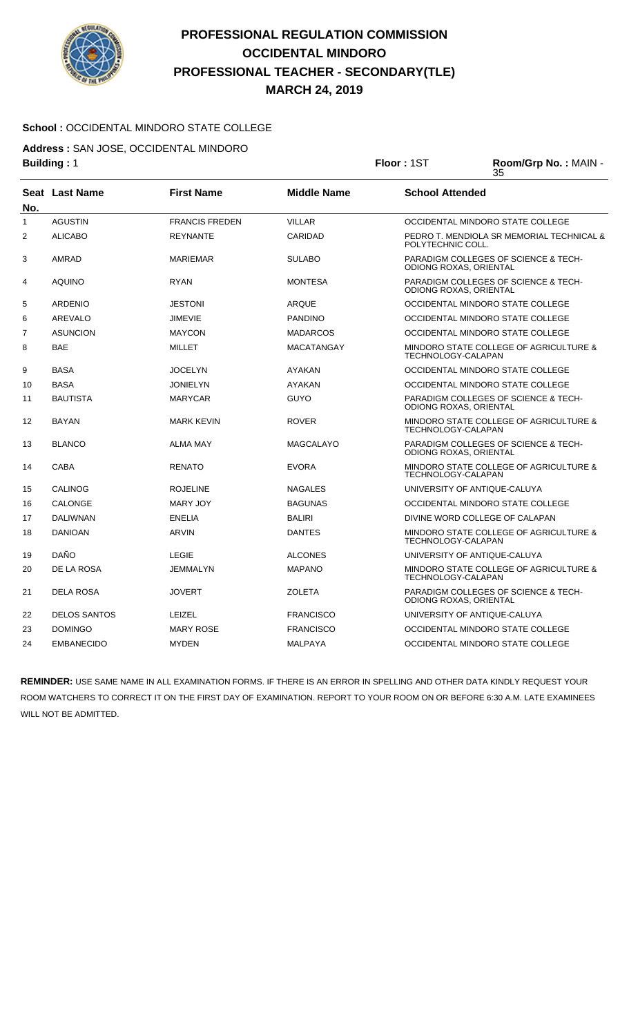# PROFESSIONAL REGULATION COMMISSION
# OCCIDENTAL MINDORO
# PROFESSIONAL TEACHER - SECONDARY(TLE)
# MARCH 24, 2019

**School :** OCCIDENTAL MINDORO STATE COLLEGE

**Address :** SAN JOSE, OCCIDENTAL MINDORO

**Building :** 1 **Floor :** 1ST **Room/Grp No. :** MAIN - 35

| Seat No. | Last Name | First Name | Middle Name | School Attended |
|---|---|---|---|---|
| 1 | AGUSTIN | FRANCIS FREDEN | VILLAR | OCCIDENTAL MINDORO STATE COLLEGE |
| 2 | ALICABO | REYNANTE | CARIDAD | PEDRO T. MENDIOLA SR MEMORIAL TECHNICAL & POLYTECHNIC COLL. |
| 3 | AMRAD | MARIEMAR | SULABO | PARADIGM COLLEGES OF SCIENCE & TECH-ODIONG ROXAS, ORIENTAL |
| 4 | AQUINO | RYAN | MONTESA | PARADIGM COLLEGES OF SCIENCE & TECH-ODIONG ROXAS, ORIENTAL |
| 5 | ARDENIO | JESTONI | ARQUE | OCCIDENTAL MINDORO STATE COLLEGE |
| 6 | AREVALO | JIMEVIE | PANDINO | OCCIDENTAL MINDORO STATE COLLEGE |
| 7 | ASUNCION | MAYCON | MADARCOS | OCCIDENTAL MINDORO STATE COLLEGE |
| 8 | BAE | MILLET | MACATANGAY | MINDORO STATE COLLEGE OF AGRICULTURE & TECHNOLOGY-CALAPAN |
| 9 | BASA | JOCELYN | AYAKAN | OCCIDENTAL MINDORO STATE COLLEGE |
| 10 | BASA | JONIELYN | AYAKAN | OCCIDENTAL MINDORO STATE COLLEGE |
| 11 | BAUTISTA | MARYCAR | GUYO | PARADIGM COLLEGES OF SCIENCE & TECH-ODIONG ROXAS, ORIENTAL |
| 12 | BAYAN | MARK KEVIN | ROVER | MINDORO STATE COLLEGE OF AGRICULTURE & TECHNOLOGY-CALAPAN |
| 13 | BLANCO | ALMA MAY | MAGCALAYO | PARADIGM COLLEGES OF SCIENCE & TECH-ODIONG ROXAS, ORIENTAL |
| 14 | CABA | RENATO | EVORA | MINDORO STATE COLLEGE OF AGRICULTURE & TECHNOLOGY-CALAPAN |
| 15 | CALINOG | ROJELINE | NAGALES | UNIVERSITY OF ANTIQUE-CALUYA |
| 16 | CALONGE | MARY JOY | BAGUNAS | OCCIDENTAL MINDORO STATE COLLEGE |
| 17 | DALIWNAN | ENELIA | BALIRI | DIVINE WORD COLLEGE OF CALAPAN |
| 18 | DANIOAN | ARVIN | DANTES | MINDORO STATE COLLEGE OF AGRICULTURE & TECHNOLOGY-CALAPAN |
| 19 | DAÑO | LEGIE | ALCONES | UNIVERSITY OF ANTIQUE-CALUYA |
| 20 | DE LA ROSA | JEMMALYN | MAPANO | MINDORO STATE COLLEGE OF AGRICULTURE & TECHNOLOGY-CALAPAN |
| 21 | DELA ROSA | JOVERT | ZOLETA | PARADIGM COLLEGES OF SCIENCE & TECH-ODIONG ROXAS, ORIENTAL |
| 22 | DELOS SANTOS | LEIZEL | FRANCISCO | UNIVERSITY OF ANTIQUE-CALUYA |
| 23 | DOMINGO | MARY ROSE | FRANCISCO | OCCIDENTAL MINDORO STATE COLLEGE |
| 24 | EMBANECIDO | MYDEN | MALPAYA | OCCIDENTAL MINDORO STATE COLLEGE |

**REMINDER:** USE SAME NAME IN ALL EXAMINATION FORMS. IF THERE IS AN ERROR IN SPELLING AND OTHER DATA KINDLY REQUEST YOUR ROOM WATCHERS TO CORRECT IT ON THE FIRST DAY OF EXAMINATION. REPORT TO YOUR ROOM ON OR BEFORE 6:30 A.M. LATE EXAMINEES WILL NOT BE ADMITTED.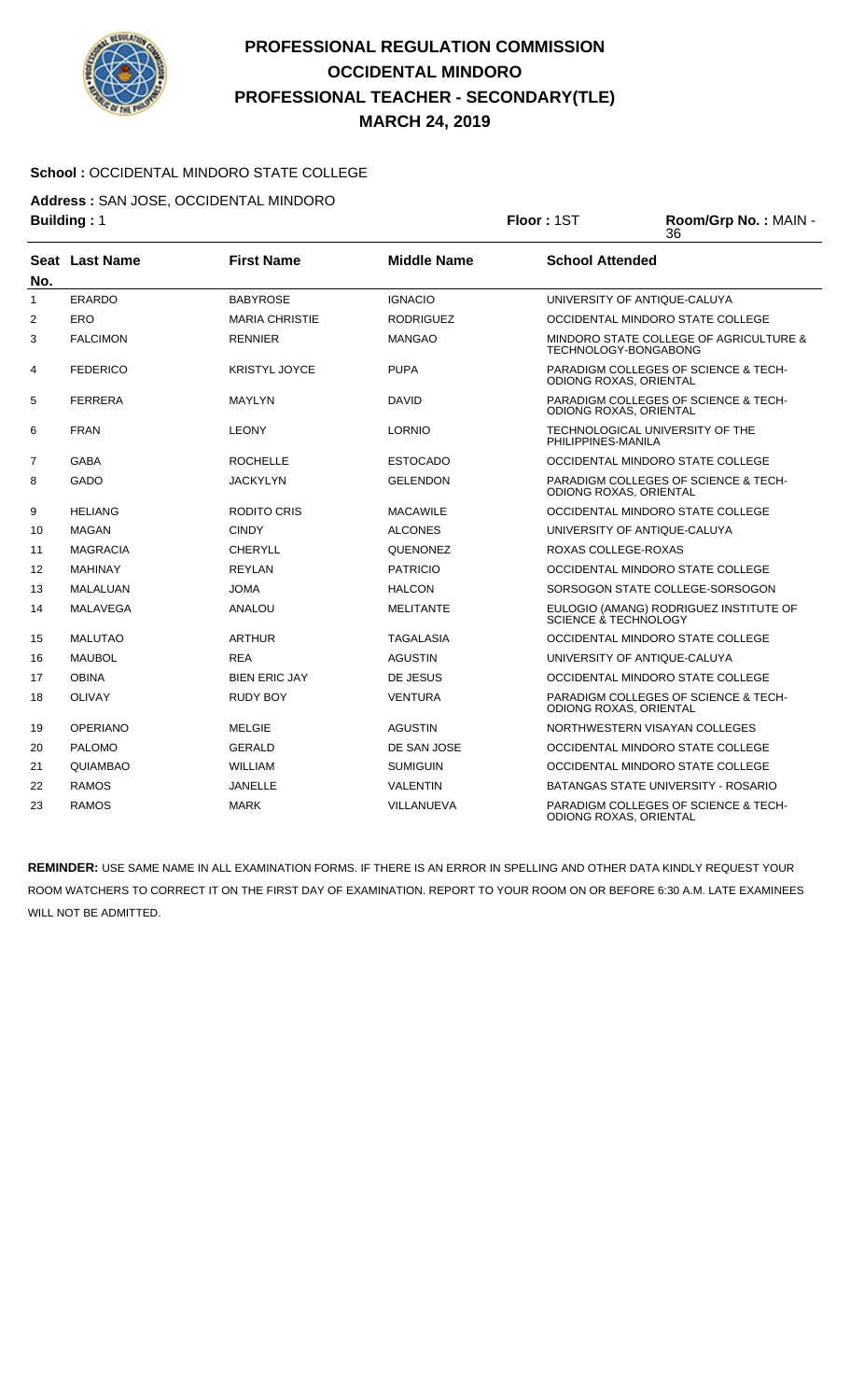# PROFESSIONAL REGULATION COMMISSION
# OCCIDENTAL MINDORO
# PROFESSIONAL TEACHER - SECONDARY(TLE)
# MARCH 24, 2019

**School :** OCCIDENTAL MINDORO STATE COLLEGE

**Address :** SAN JOSE, OCCIDENTAL MINDORO

**Building :** 1 **Floor :** 1ST **Room/Grp No. :** MAIN - 36

| Seat No. | Last Name | First Name | Middle Name | School Attended |
|---|---|---|---|---|
| 1 | ERARDO | BABYROSE | IGNACIO | UNIVERSITY OF ANTIQUE-CALUYA |
| 2 | ERO | MARIA CHRISTIE | RODRIGUEZ | OCCIDENTAL MINDORO STATE COLLEGE |
| 3 | FALCIMON | RENNIER | MANGAO | MINDORO STATE COLLEGE OF AGRICULTURE & TECHNOLOGY-BONGABONG |
| 4 | FEDERICO | KRISTYL JOYCE | PUPA | PARADIGM COLLEGES OF SCIENCE & TECH-ODIONG ROXAS, ORIENTAL |
| 5 | FERRERA | MAYLYN | DAVID | PARADIGM COLLEGES OF SCIENCE & TECH-ODIONG ROXAS, ORIENTAL |
| 6 | FRAN | LEONY | LORNIO | TECHNOLOGICAL UNIVERSITY OF THE PHILIPPINES-MANILA |
| 7 | GABA | ROCHELLE | ESTOCADO | OCCIDENTAL MINDORO STATE COLLEGE |
| 8 | GADO | JACKYLYN | GELENDON | PARADIGM COLLEGES OF SCIENCE & TECH-ODIONG ROXAS, ORIENTAL |
| 9 | HELIANG | RODITO CRIS | MACAWILE | OCCIDENTAL MINDORO STATE COLLEGE |
| 10 | MAGAN | CINDY | ALCONES | UNIVERSITY OF ANTIQUE-CALUYA |
| 11 | MAGRACIA | CHERYLL | QUENONEZ | ROXAS COLLEGE-ROXAS |
| 12 | MAHINAY | REYLAN | PATRICIO | OCCIDENTAL MINDORO STATE COLLEGE |
| 13 | MALALUAN | JOMA | HALCON | SORSOGON STATE COLLEGE-SORSOGON |
| 14 | MALAVEGA | ANALOU | MELITANTE | EULOGIO (AMANG) RODRIGUEZ INSTITUTE OF SCIENCE & TECHNOLOGY |
| 15 | MALUTAO | ARTHUR | TAGALASIA | OCCIDENTAL MINDORO STATE COLLEGE |
| 16 | MAUBOL | REA | AGUSTIN | UNIVERSITY OF ANTIQUE-CALUYA |
| 17 | OBINA | BIEN ERIC JAY | DE JESUS | OCCIDENTAL MINDORO STATE COLLEGE |
| 18 | OLIVAY | RUDY BOY | VENTURA | PARADIGM COLLEGES OF SCIENCE & TECH-ODIONG ROXAS, ORIENTAL |
| 19 | OPERIANO | MELGIE | AGUSTIN | NORTHWESTERN VISAYAN COLLEGES |
| 20 | PALOMO | GERALD | DE SAN JOSE | OCCIDENTAL MINDORO STATE COLLEGE |
| 21 | QUIAMBAO | WILLIAM | SUMIGUIN | OCCIDENTAL MINDORO STATE COLLEGE |
| 22 | RAMOS | JANELLE | VALENTIN | BATANGAS STATE UNIVERSITY - ROSARIO |
| 23 | RAMOS | MARK | VILLANUEVA | PARADIGM COLLEGES OF SCIENCE & TECH-ODIONG ROXAS, ORIENTAL |

**REMINDER:** USE SAME NAME IN ALL EXAMINATION FORMS. IF THERE IS AN ERROR IN SPELLING AND OTHER DATA KINDLY REQUEST YOUR ROOM WATCHERS TO CORRECT IT ON THE FIRST DAY OF EXAMINATION. REPORT TO YOUR ROOM ON OR BEFORE 6:30 A.M. LATE EXAMINEES WILL NOT BE ADMITTED.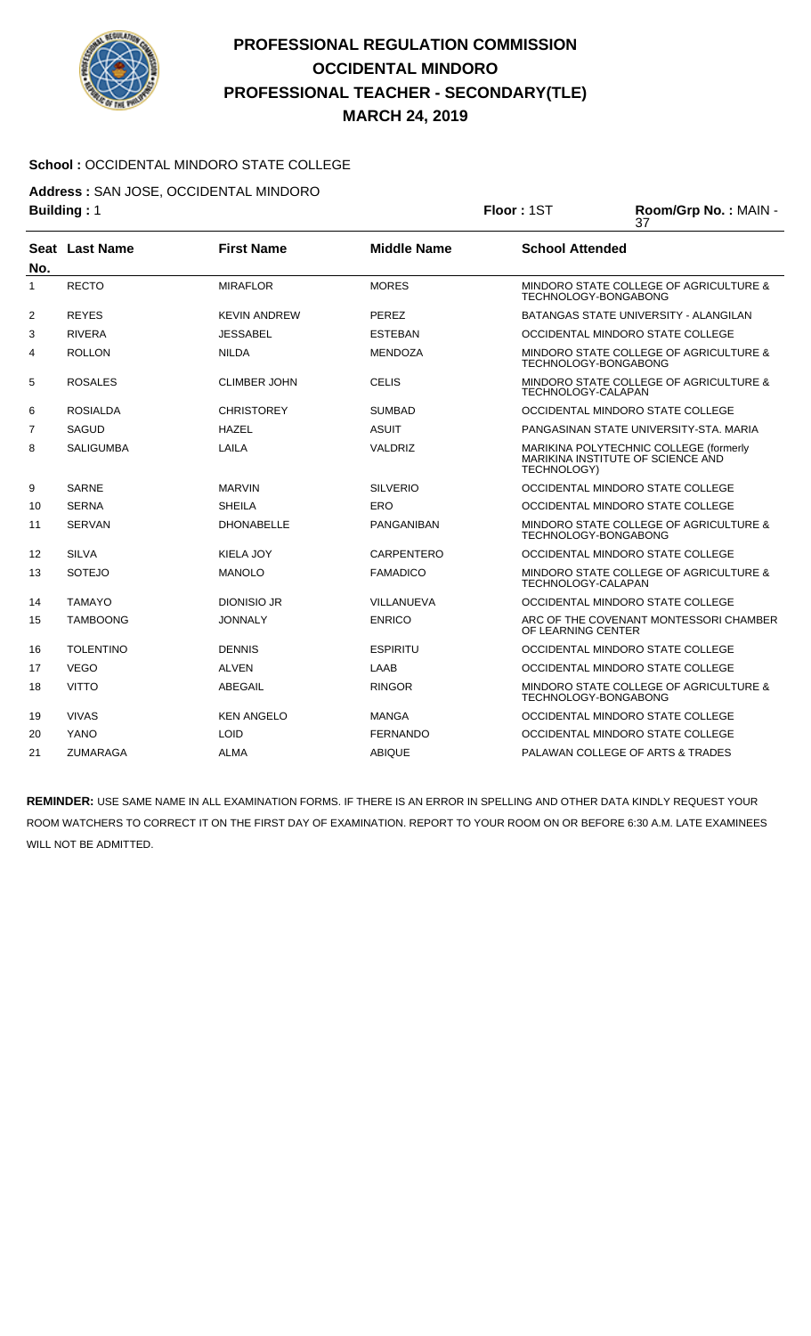# PROFESSIONAL REGULATION COMMISSION
# OCCIDENTAL MINDORO
# PROFESSIONAL TEACHER - SECONDARY(TLE)
# MARCH 24, 2019

**School :** OCCIDENTAL MINDORO STATE COLLEGE

**Address :** SAN JOSE, OCCIDENTAL MINDORO

**Building :** 1 **Floor :** 1ST **Room/Grp No. :** MAIN - 37

| Seat No. | Last Name | First Name | Middle Name | School Attended |
|---|---|---|---|---|
| 1 | RECTO | MIRAFLOR | MORES | MINDORO STATE COLLEGE OF AGRICULTURE & TECHNOLOGY-BONGABONG |
| 2 | REYES | KEVIN ANDREW | PEREZ | BATANGAS STATE UNIVERSITY - ALANGILAN |
| 3 | RIVERA | JESSABEL | ESTEBAN | OCCIDENTAL MINDORO STATE COLLEGE |
| 4 | ROLLON | NILDA | MENDOZA | MINDORO STATE COLLEGE OF AGRICULTURE & TECHNOLOGY-BONGABONG |
| 5 | ROSALES | CLIMBER JOHN | CELIS | MINDORO STATE COLLEGE OF AGRICULTURE & TECHNOLOGY-CALAPAN |
| 6 | ROSIALDA | CHRISTOREY | SUMBAD | OCCIDENTAL MINDORO STATE COLLEGE |
| 7 | SAGUD | HAZEL | ASUIT | PANGASINAN STATE UNIVERSITY-STA. MARIA |
| 8 | SALIGUMBA | LAILA | VALDRIZ | MARIKINA POLYTECHNIC COLLEGE (formerly MARIKINA INSTITUTE OF SCIENCE AND TECHNOLOGY) |
| 9 | SARNE | MARVIN | SILVERIO | OCCIDENTAL MINDORO STATE COLLEGE |
| 10 | SERNA | SHEILA | ERO | OCCIDENTAL MINDORO STATE COLLEGE |
| 11 | SERVAN | DHONABELLE | PANGANIBAN | MINDORO STATE COLLEGE OF AGRICULTURE & TECHNOLOGY-BONGABONG |
| 12 | SILVA | KIELA JOY | CARPENTERO | OCCIDENTAL MINDORO STATE COLLEGE |
| 13 | SOTEJO | MANOLO | FAMADICO | MINDORO STATE COLLEGE OF AGRICULTURE & TECHNOLOGY-CALAPAN |
| 14 | TAMAYO | DIONISIO JR | VILLANUEVA | OCCIDENTAL MINDORO STATE COLLEGE |
| 15 | TAMBOONG | JONNALY | ENRICO | ARC OF THE COVENANT MONTESSORI CHAMBER OF LEARNING CENTER |
| 16 | TOLENTINO | DENNIS | ESPIRITU | OCCIDENTAL MINDORO STATE COLLEGE |
| 17 | VEGO | ALVEN | LAAB | OCCIDENTAL MINDORO STATE COLLEGE |
| 18 | VITTO | ABEGAIL | RINGOR | MINDORO STATE COLLEGE OF AGRICULTURE & TECHNOLOGY-BONGABONG |
| 19 | VIVAS | KEN ANGELO | MANGA | OCCIDENTAL MINDORO STATE COLLEGE |
| 20 | YANO | LOID | FERNANDO | OCCIDENTAL MINDORO STATE COLLEGE |
| 21 | ZUMARAGA | ALMA | ABIQUE | PALAWAN COLLEGE OF ARTS & TRADES |

**REMINDER:** USE SAME NAME IN ALL EXAMINATION FORMS. IF THERE IS AN ERROR IN SPELLING AND OTHER DATA KINDLY REQUEST YOUR ROOM WATCHERS TO CORRECT IT ON THE FIRST DAY OF EXAMINATION. REPORT TO YOUR ROOM ON OR BEFORE 6:30 A.M. LATE EXAMINEES WILL NOT BE ADMITTED.